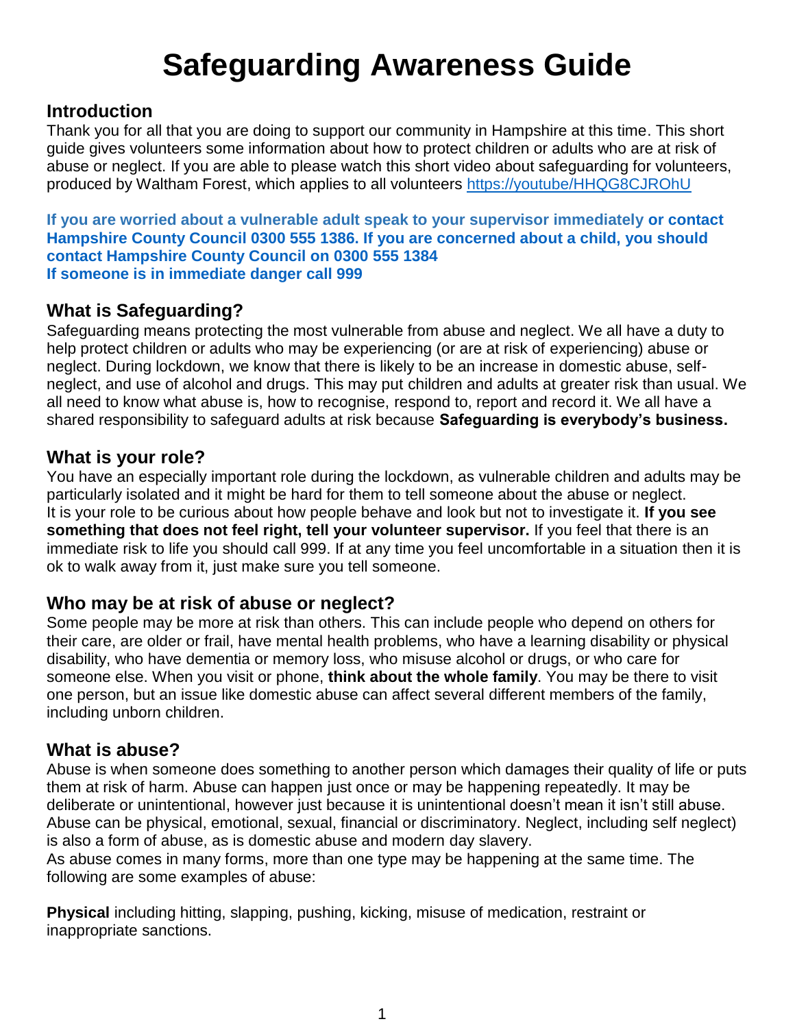# Safeguarding Awareness Guide

## Introduction

Thank you for all that you are doing to support our community in Hampshire at this time. This short guide gives volunteers some information about how to protect children or adults who are at risk of abuse or neglect. If you are able to please watch this short video about safeguarding for volunteers, produced by Waltham Forest, which applies to all volunteers [https://youtube/HHQG8CJROhU](https://youtube/HHQG8CJROhU)

**If you are worried about a vulnerable adult speak to your supervisor immediately or contact Hampshire County Council 0300 555 1386. If you are concerned about a child, you should contact Hampshire County Council on 0300 555 1384**
**If someone is in immediate danger call 999**

## What is Safeguarding?

Safeguarding means protecting the most vulnerable from abuse and neglect. We all have a duty to help protect children or adults who may be experiencing (or are at risk of experiencing) abuse or neglect. During lockdown, we know that there is likely to be an increase in domestic abuse, self-neglect, and use of alcohol and drugs. This may put children and adults at greater risk than usual. We all need to know what abuse is, how to recognise, respond to, report and record it. We all have a shared responsibility to safeguard adults at risk because **Safeguarding is everybody's business.**

## What is your role?

You have an especially important role during the lockdown, as vulnerable children and adults may be particularly isolated and it might be hard for them to tell someone about the abuse or neglect.
It is your role to be curious about how people behave and look but not to investigate it. **If you see something that does not feel right, tell your volunteer supervisor.** If you feel that there is an immediate risk to life you should call 999. If at any time you feel uncomfortable in a situation then it is ok to walk away from it, just make sure you tell someone.

## Who may be at risk of abuse or neglect?

Some people may be more at risk than others. This can include people who depend on others for their care, are older or frail, have mental health problems, who have a learning disability or physical disability, who have dementia or memory loss, who misuse alcohol or drugs, or who care for someone else. When you visit or phone, **think about the whole family**. You may be there to visit one person, but an issue like domestic abuse can affect several different members of the family, including unborn children.

## What is abuse?

Abuse is when someone does something to another person which damages their quality of life or puts them at risk of harm. Abuse can happen just once or may be happening repeatedly. It may be deliberate or unintentional, however just because it is unintentional doesn't mean it isn't still abuse. Abuse can be physical, emotional, sexual, financial or discriminatory. Neglect, including self neglect) is also a form of abuse, as is domestic abuse and modern day slavery.
As abuse comes in many forms, more than one type may be happening at the same time. The following are some examples of abuse:

**Physical** including hitting, slapping, pushing, kicking, misuse of medication, restraint or inappropriate sanctions.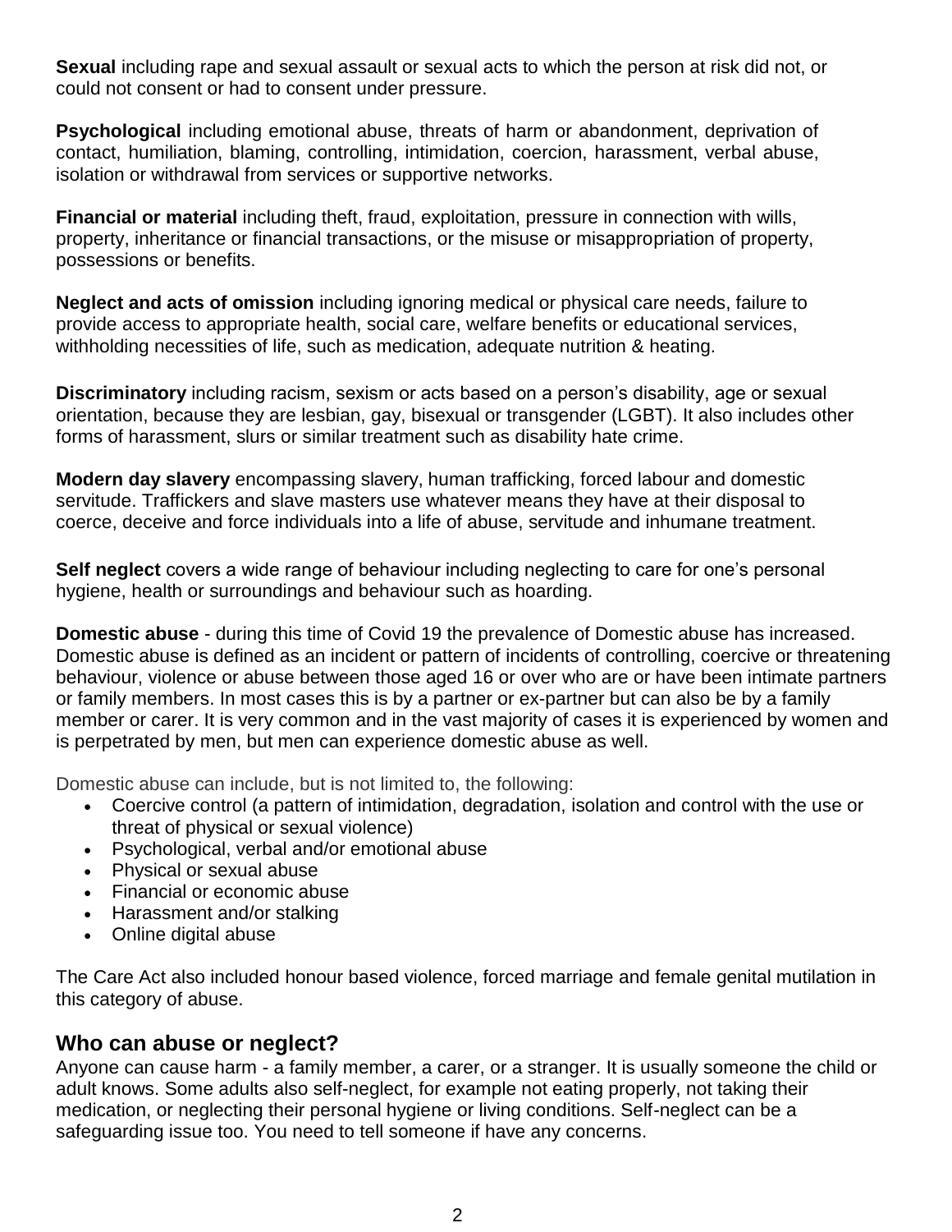**Sexual** including rape and sexual assault or sexual acts to which the person at risk did not, or could not consent or had to consent under pressure.

**Psychological** including emotional abuse, threats of harm or abandonment, deprivation of contact, humiliation, blaming, controlling, intimidation, coercion, harassment, verbal abuse, isolation or withdrawal from services or supportive networks.

**Financial or material** including theft, fraud, exploitation, pressure in connection with wills, property, inheritance or financial transactions, or the misuse or misappropriation of property, possessions or benefits.

**Neglect and acts of omission** including ignoring medical or physical care needs, failure to provide access to appropriate health, social care, welfare benefits or educational services, withholding necessities of life, such as medication, adequate nutrition & heating.

**Discriminatory** including racism, sexism or acts based on a person's disability, age or sexual orientation, because they are lesbian, gay, bisexual or transgender (LGBT). It also includes other forms of harassment, slurs or similar treatment such as disability hate crime.

**Modern day slavery** encompassing slavery, human trafficking, forced labour and domestic servitude. Traffickers and slave masters use whatever means they have at their disposal to coerce, deceive and force individuals into a life of abuse, servitude and inhumane treatment.

**Self neglect** covers a wide range of behaviour including neglecting to care for one's personal hygiene, health or surroundings and behaviour such as hoarding.

**Domestic abuse** - during this time of Covid 19 the prevalence of Domestic abuse has increased. Domestic abuse is defined as an incident or pattern of incidents of controlling, coercive or threatening behaviour, violence or abuse between those aged 16 or over who are or have been intimate partners or family members. In most cases this is by a partner or ex-partner but can also be by a family member or carer. It is very common and in the vast majority of cases it is experienced by women and is perpetrated by men, but men can experience domestic abuse as well.

Domestic abuse can include, but is not limited to, the following:

- Coercive control (a pattern of intimidation, degradation, isolation and control with the use or threat of physical or sexual violence)
- Psychological, verbal and/or emotional abuse
- Physical or sexual abuse
- Financial or economic abuse
- Harassment and/or stalking
- Online digital abuse

The Care Act also included honour based violence, forced marriage and female genital mutilation in this category of abuse.

## Who can abuse or neglect?

Anyone can cause harm - a family member, a carer, or a stranger. It is usually someone the child or adult knows. Some adults also self-neglect, for example not eating properly, not taking their medication, or neglecting their personal hygiene or living conditions. Self-neglect can be a safeguarding issue too. You need to tell someone if have any concerns.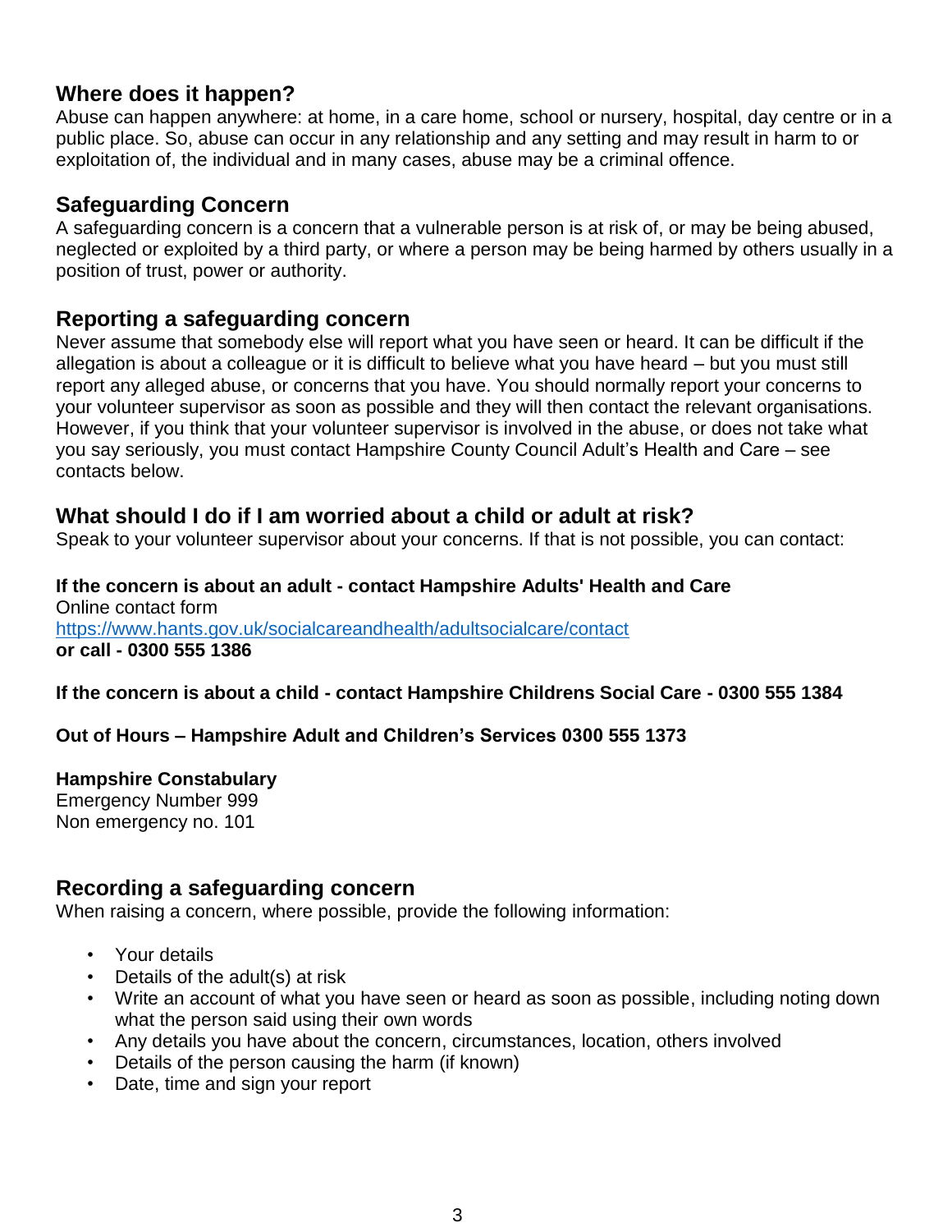## Where does it happen?

Abuse can happen anywhere: at home, in a care home, school or nursery, hospital, day centre or in a public place. So, abuse can occur in any relationship and any setting and may result in harm to or exploitation of, the individual and in many cases, abuse may be a criminal offence.

## Safeguarding Concern

A safeguarding concern is a concern that a vulnerable person is at risk of, or may be being abused, neglected or exploited by a third party, or where a person may be being harmed by others usually in a position of trust, power or authority.

## Reporting a safeguarding concern

Never assume that somebody else will report what you have seen or heard. It can be difficult if the allegation is about a colleague or it is difficult to believe what you have heard – but you must still report any alleged abuse, or concerns that you have. You should normally report your concerns to your volunteer supervisor as soon as possible and they will then contact the relevant organisations. However, if you think that your volunteer supervisor is involved in the abuse, or does not take what you say seriously, you must contact Hampshire County Council Adult's Health and Care – see contacts below.

## What should I do if I am worried about a child or adult at risk?

Speak to your volunteer supervisor about your concerns. If that is not possible, you can contact:

**If the concern is about an adult - contact Hampshire Adults' Health and Care**
Online contact form
https://www.hants.gov.uk/socialcareandhealth/adultsocialcare/contact
**or call - 0300 555 1386**

**If the concern is about a child - contact Hampshire Childrens Social Care - 0300 555 1384**

**Out of Hours – Hampshire Adult and Children's Services 0300 555 1373**

**Hampshire Constabulary**
Emergency Number 999
Non emergency no. 101

## Recording a safeguarding concern

When raising a concern, where possible, provide the following information:

- Your details
- Details of the adult(s) at risk
- Write an account of what you have seen or heard as soon as possible, including noting down what the person said using their own words
- Any details you have about the concern, circumstances, location, others involved
- Details of the person causing the harm (if known)
- Date, time and sign your report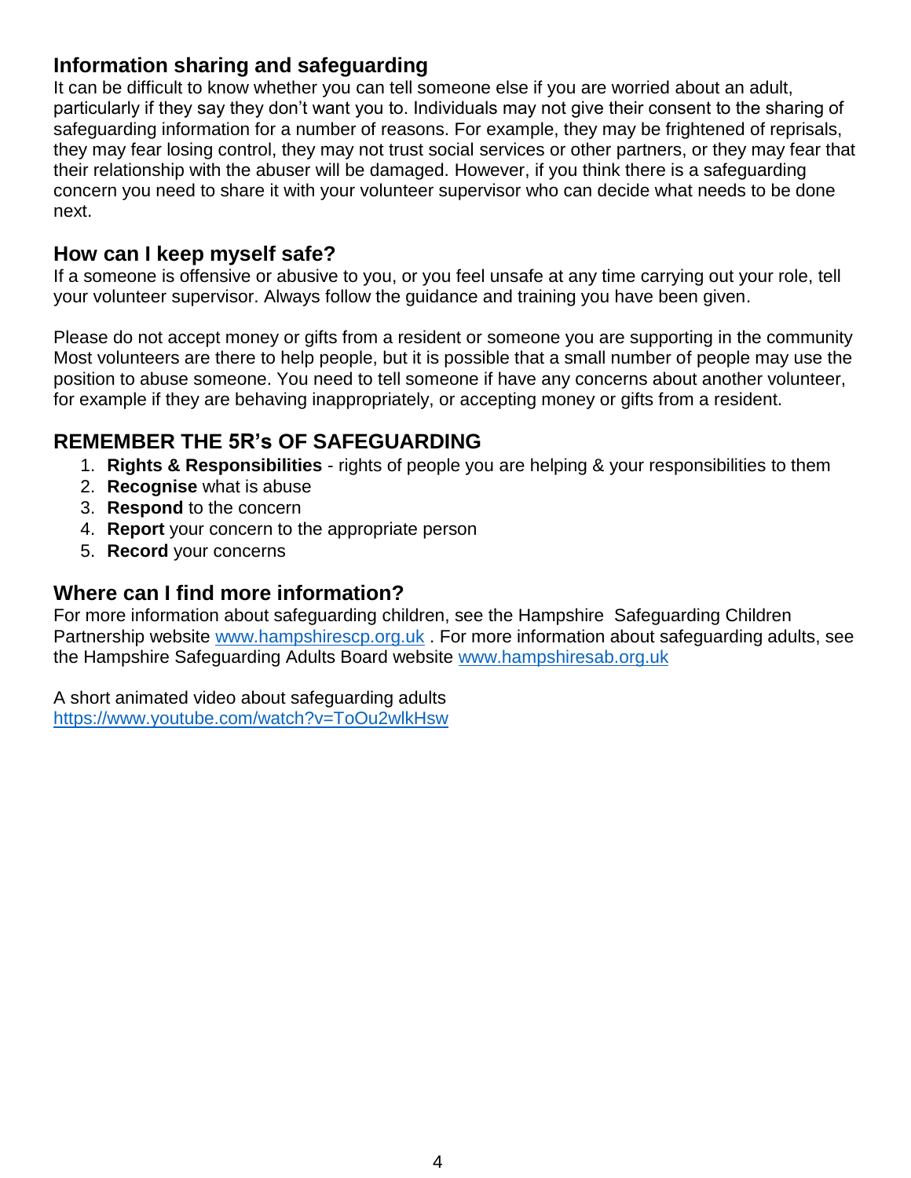## Information sharing and safeguarding

It can be difficult to know whether you can tell someone else if you are worried about an adult, particularly if they say they don't want you to. Individuals may not give their consent to the sharing of safeguarding information for a number of reasons. For example, they may be frightened of reprisals, they may fear losing control, they may not trust social services or other partners, or they may fear that their relationship with the abuser will be damaged. However, if you think there is a safeguarding concern you need to share it with your volunteer supervisor who can decide what needs to be done next.

## How can I keep myself safe?

If a someone is offensive or abusive to you, or you feel unsafe at any time carrying out your role, tell your volunteer supervisor. Always follow the guidance and training you have been given.

Please do not accept money or gifts from a resident or someone you are supporting in the community Most volunteers are there to help people, but it is possible that a small number of people may use the position to abuse someone. You need to tell someone if have any concerns about another volunteer, for example if they are behaving inappropriately, or accepting money or gifts from a resident.

## REMEMBER THE 5R's OF SAFEGUARDING

1. **Rights & Responsibilities** - rights of people you are helping & your responsibilities to them
2. **Recognise** what is abuse
3. **Respond** to the concern
4. **Report** your concern to the appropriate person
5. **Record** your concerns

## Where can I find more information?

For more information about safeguarding children, see the Hampshire Safeguarding Children Partnership website www.hampshirescp.org.uk . For more information about safeguarding adults, see the Hampshire Safeguarding Adults Board website www.hampshiresab.org.uk

A short animated video about safeguarding adults
https://www.youtube.com/watch?v=ToOu2wlkHsw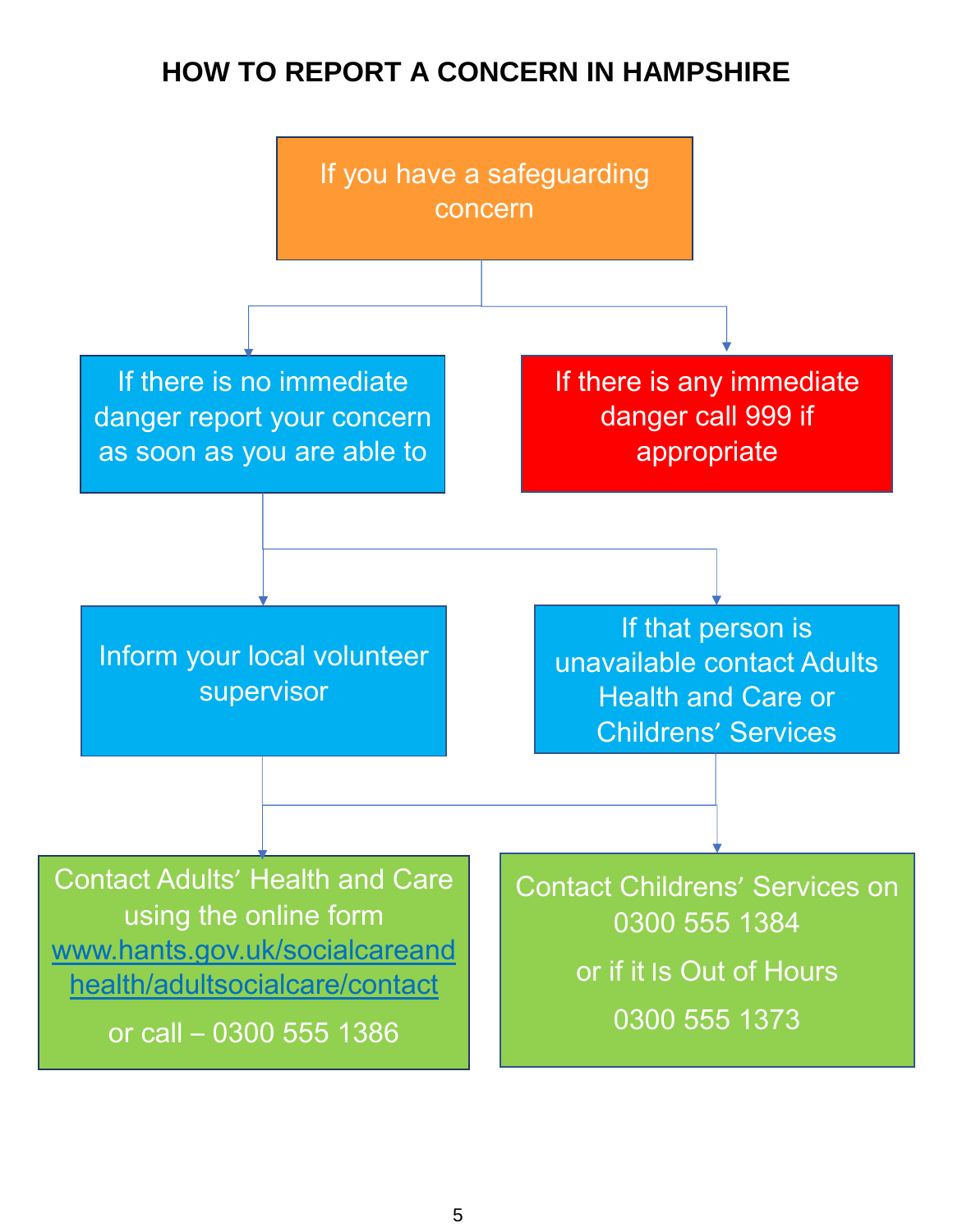# HOW TO REPORT A CONCERN IN HAMPSHIRE

If you have a safeguarding concern

If there is no immediate danger report your concern as soon as you are able to

If there is any immediate danger call 999 if appropriate

Inform your local volunteer supervisor

If that person is unavailable contact Adults Health and Care or Childrens' Services

Contact Adults' Health and Care using the online form [www.hants.gov.uk/socialcareandhealth/adultsocialcare/contact](http://www.hants.gov.uk/socialcareandhealth/adultsocialcare/contact)

or call – 0300 555 1386

Contact Childrens' Services on 0300 555 1384

or if it Is Out of Hours

0300 555 1373